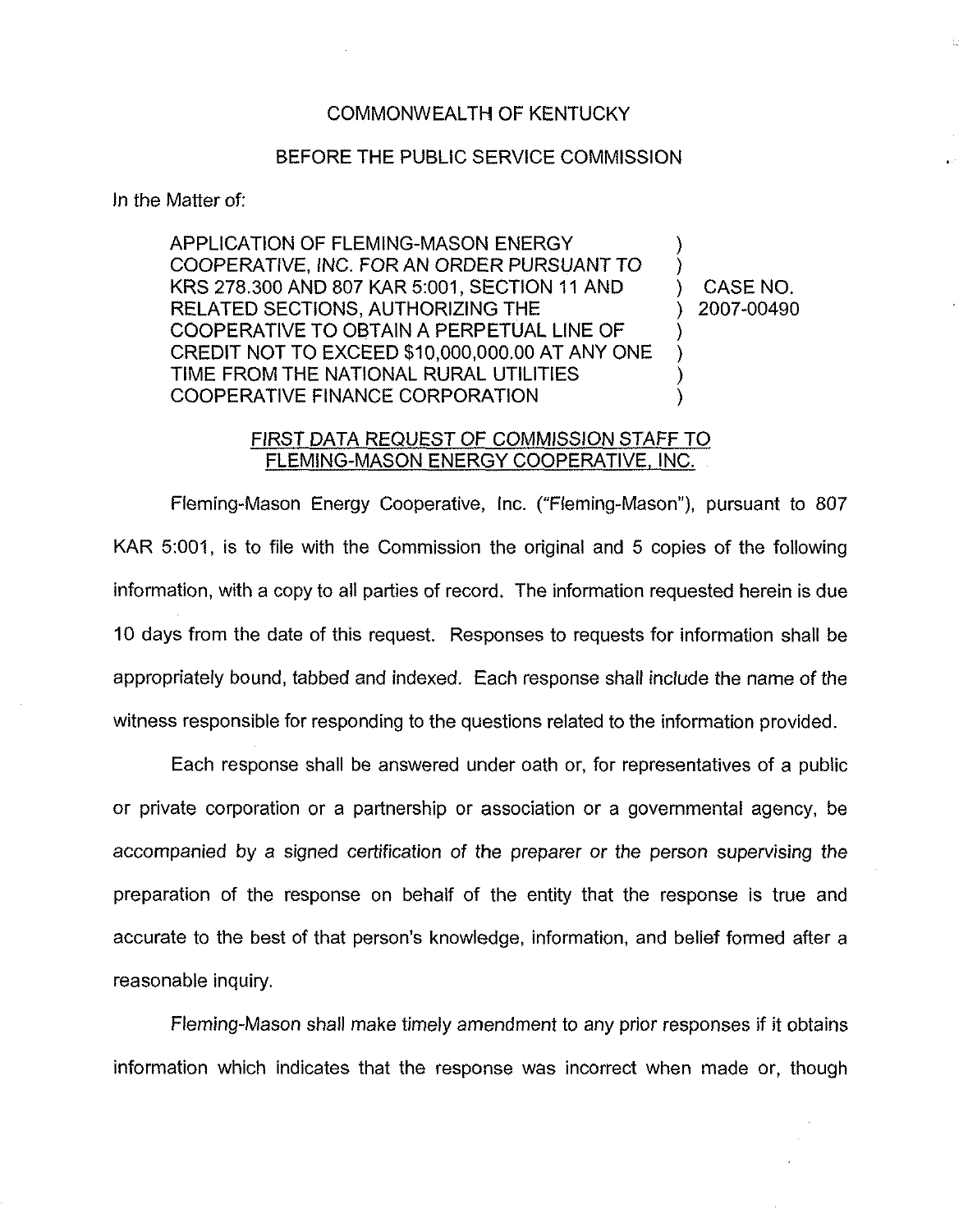COMMONWEALTH OF KENTUCKY

BEFORE THE PUBLIC SERVICE COMMISSION

In the Matter of:

APPLICATION OF FLEMING-MASON ENERGY COOPERATIVE, INC. FOR AN ORDER PURSUANT TO KRS 278.300 AND 807 KAR 5:001, SECTION 11 AND RELATED SECTIONS, AUTHORIZING THE COOPERATIVE TO OBTAIN A PERPETUAL LINE OF CREDIT NOT TO EXCEED $10,000,000.00 AT ANY ONE TIME FROM THE NATIONAL RURAL UTILITIES COOPERATIVE FINANCE CORPORATION ) CASE NO. 2007-00490

FIRST DATA REQUEST OF COMMISSION STAFF TO FLEMING-MASON ENERGY COOPERATIVE, INC.

Fleming-Mason Energy Cooperative, Inc. ("Fleming-Mason"), pursuant to 807 KAR 5:001, is to file with the Commission the original and 5 copies of the following information, with a copy to all parties of record. The information requested herein is due 10 days from the date of this request. Responses to requests for information shall be appropriately bound, tabbed and indexed. Each response shall include the name of the witness responsible for responding to the questions related to the information provided.

Each response shall be answered under oath or, for representatives of a public or private corporation or a partnership or association or a governmental agency, be accompanied by a signed certification of the preparer or the person supervising the preparation of the response on behalf of the entity that the response is true and accurate to the best of that person's knowledge, information, and belief formed after a reasonable inquiry.

Fleming-Mason shall make timely amendment to any prior responses if it obtains information which indicates that the response was incorrect when made or, though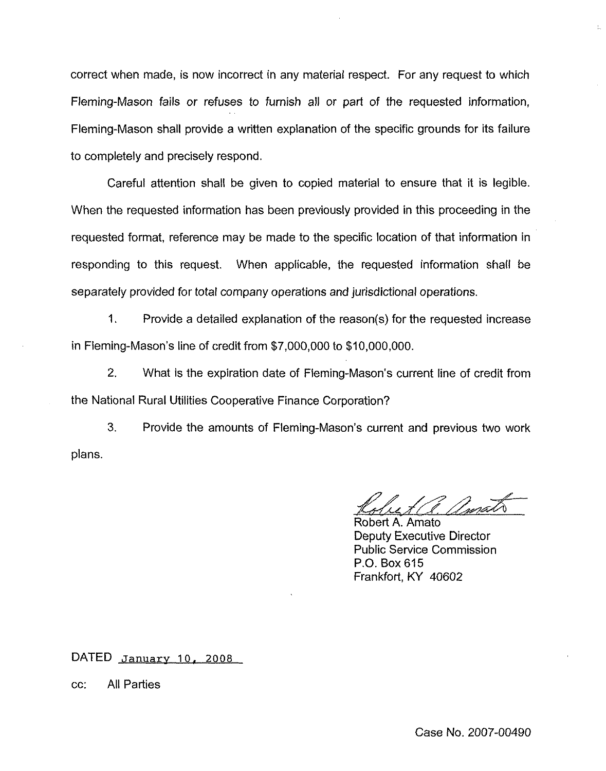correct when made, is now incorrect in any material respect. For any request to which Fleming-Mason fails or refuses to furnish all or part of the requested information, Fleming-Mason shall provide a written explanation of the specific grounds for its failure to completely and precisely respond.

Careful attention shall be given to copied material to ensure that it is legible. When the requested information has been previously provided in this proceeding in the requested format, reference may be made to the specific location of that information in responding to this request. When applicable, the requested information shall be separately provided for total company operations and jurisdictional operations.

1. Provide a detailed explanation of the reason(s) for the requested increase in Fleming-Mason's line of credit from $7,000,000 to $10,000,000.

2. What is the expiration date of Fleming-Mason's current line of credit from the National Rural Utilities Cooperative Finance Corporation?

3. Provide the amounts of Fleming-Mason's current and previous two work plans.

Robert A. Amato
Deputy Executive Director
Public Service Commission
P.O. Box 615
Frankfort, KY 40602

DATED January 10, 2008

cc: All Parties

Case No. 2007-00490